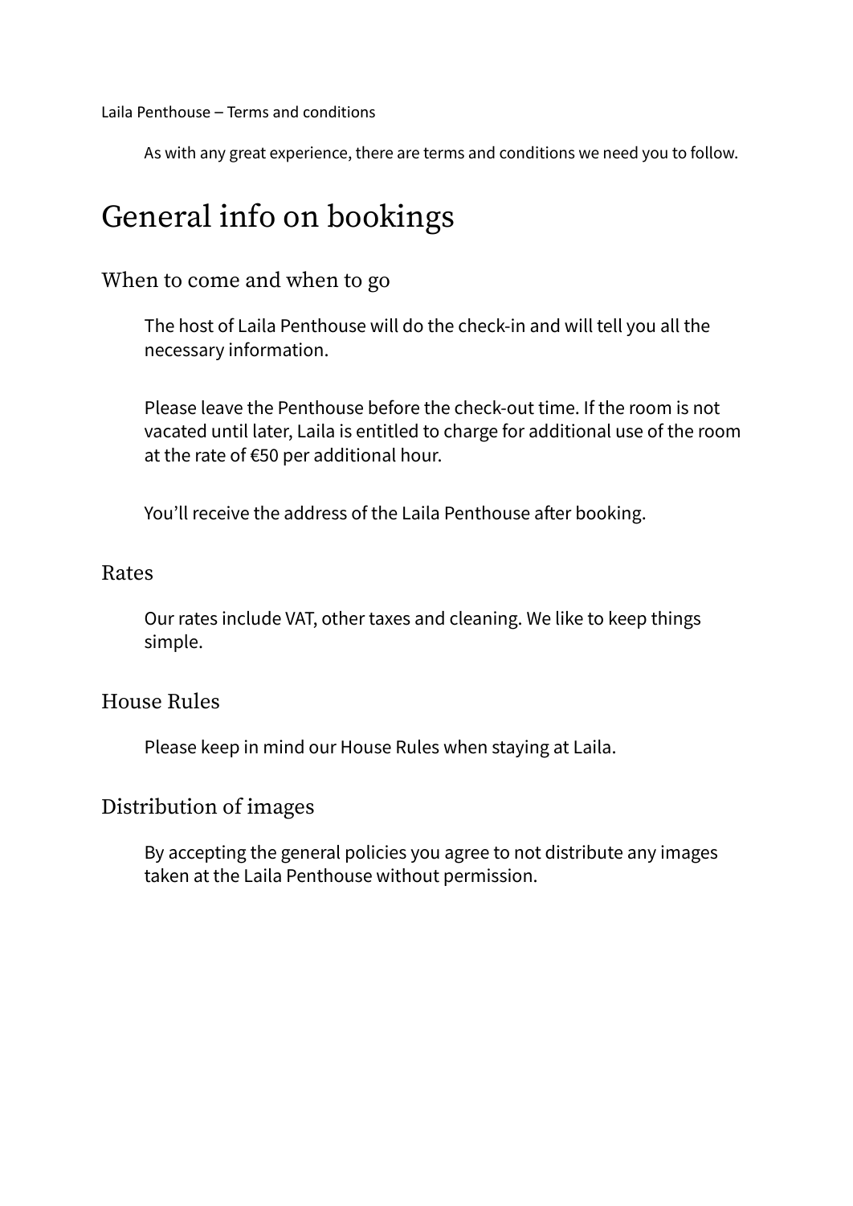Laila Penthouse – Terms and conditions

As with any great experience, there are terms and conditions we need you to follow.

# General info on bookings

## When to come and when to go

The host of Laila Penthouse will do the check-in and will tell you all the necessary information.

Please leave the Penthouse before the check-out time. If the room is not vacated until later, Laila is entitled to charge for additional use of the room at the rate of €50 per additional hour.

You'll receive the address of the Laila Penthouse after booking.

## Rates

Our rates include VAT, other taxes and cleaning. We like to keep things simple.

## House Rules

Please keep in mind our House Rules when staying at Laila.

## Distribution of images

By accepting the general policies you agree to not distribute any images taken at the Laila Penthouse without permission.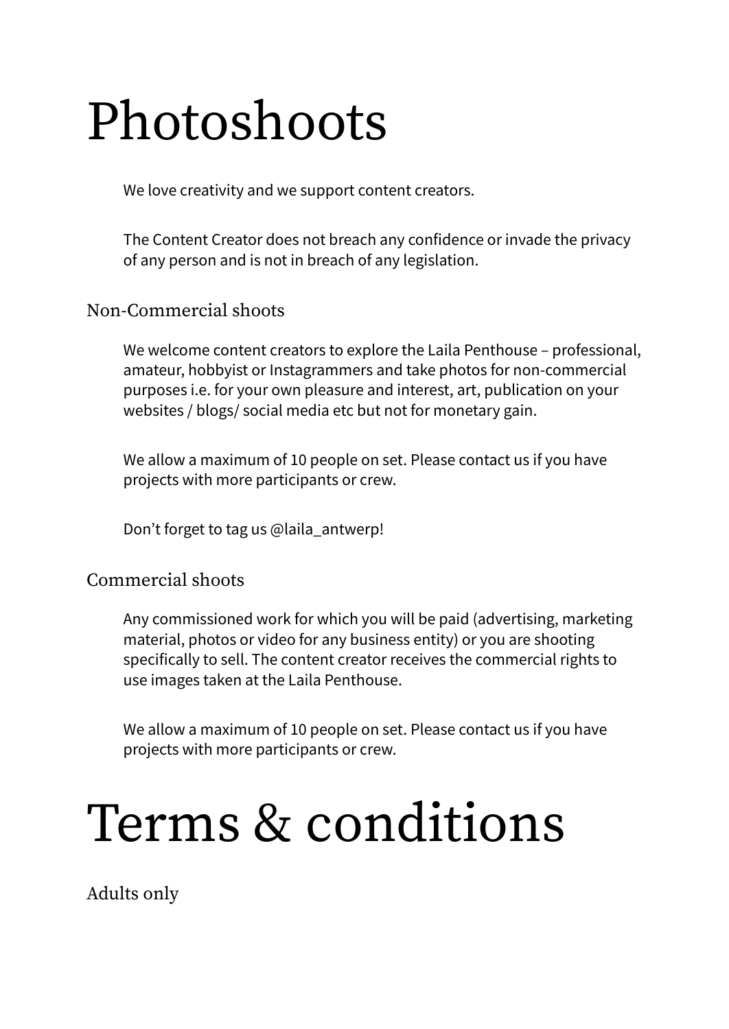# Photoshoots

We love creativity and we support content creators.

The Content Creator does not breach any confidence or invade the privacy of any person and is not in breach of any legislation.

## Non-Commercial shoots

We welcome content creators to explore the Laila Penthouse – professional, amateur, hobbyist or Instagrammers and take photos for non-commercial purposes i.e. for your own pleasure and interest, art, publication on your websites / blogs/ social media etc but not for monetary gain.

We allow a maximum of 10 people on set. Please contact us if you have projects with more participants or crew.

Don't forget to tag us @laila_antwerp!

## Commercial shoots

Any commissioned work for which you will be paid (advertising, marketing material, photos or video for any business entity) or you are shooting specifically to sell. The content creator receives the commercial rights to use images taken at the Laila Penthouse.

We allow a maximum of 10 people on set. Please contact us if you have projects with more participants or crew.

# Terms & conditions

## Adults only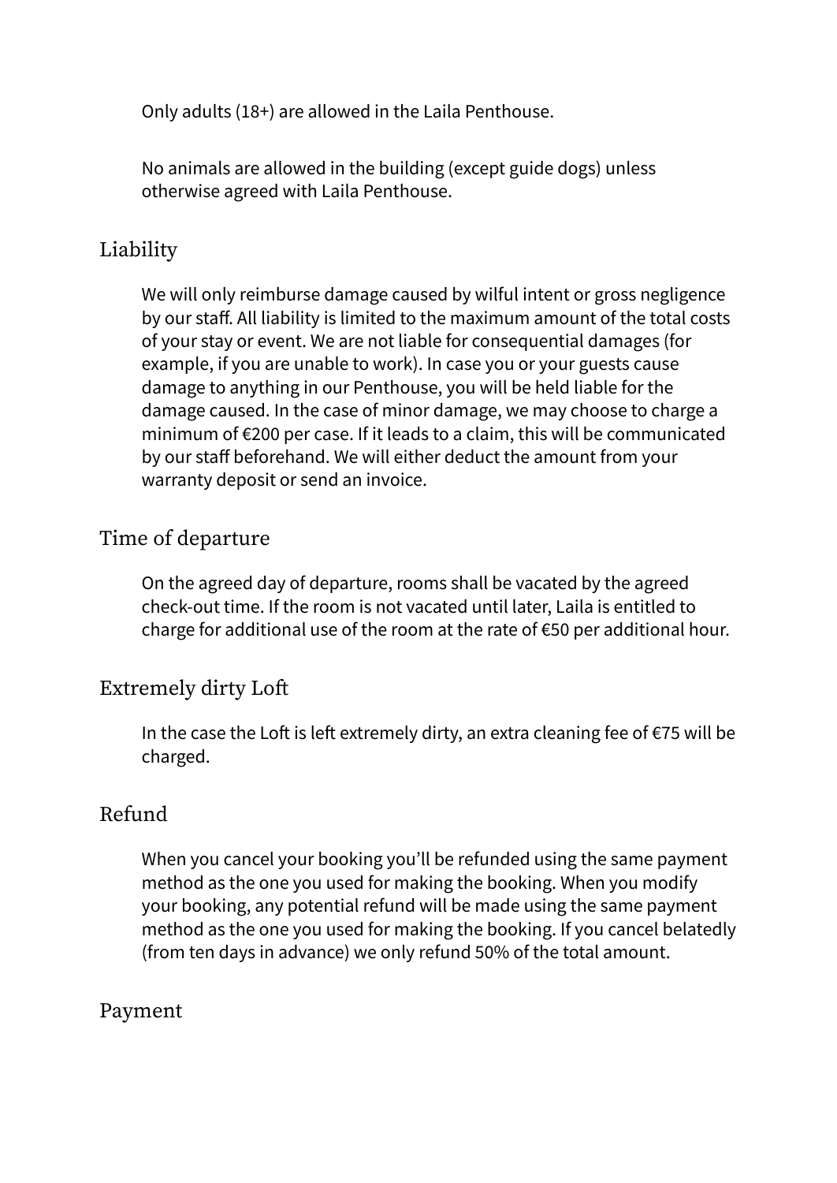Only adults (18+) are allowed in the Laila Penthouse.

No animals are allowed in the building (except guide dogs) unless otherwise agreed with Laila Penthouse.

## Liability

We will only reimburse damage caused by wilful intent or gross negligence by our staff. All liability is limited to the maximum amount of the total costs of your stay or event. We are not liable for consequential damages (for example, if you are unable to work). In case you or your guests cause damage to anything in our Penthouse, you will be held liable for the damage caused. In the case of minor damage, we may choose to charge a minimum of €200 per case. If it leads to a claim, this will be communicated by our staff beforehand. We will either deduct the amount from your warranty deposit or send an invoice.

## Time of departure

On the agreed day of departure, rooms shall be vacated by the agreed check-out time. If the room is not vacated until later, Laila is entitled to charge for additional use of the room at the rate of €50 per additional hour.

## Extremely dirty Loft

In the case the Loft is left extremely dirty, an extra cleaning fee of €75 will be charged.

## Refund

When you cancel your booking you'll be refunded using the same payment method as the one you used for making the booking. When you modify your booking, any potential refund will be made using the same payment method as the one you used for making the booking. If you cancel belatedly (from ten days in advance) we only refund 50% of the total amount.

## Payment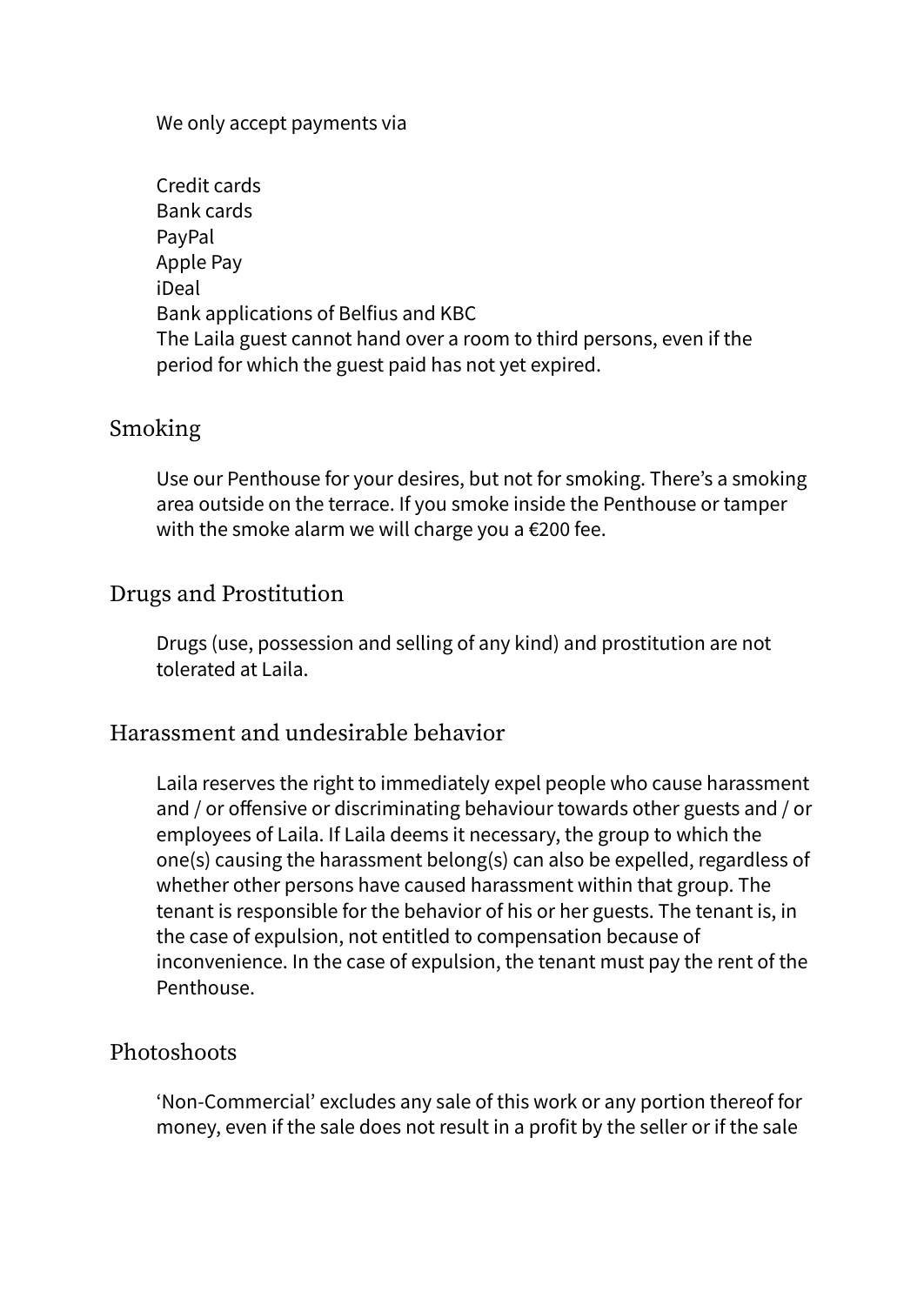We only accept payments via

Credit cards
Bank cards
PayPal
Apple Pay
iDeal
Bank applications of Belfius and KBC
The Laila guest cannot hand over a room to third persons, even if the period for which the guest paid has not yet expired.

## Smoking

Use our Penthouse for your desires, but not for smoking. There's a smoking area outside on the terrace. If you smoke inside the Penthouse or tamper with the smoke alarm we will charge you a €200 fee.

## Drugs and Prostitution

Drugs (use, possession and selling of any kind) and prostitution are not tolerated at Laila.

## Harassment and undesirable behavior

Laila reserves the right to immediately expel people who cause harassment and / or offensive or discriminating behaviour towards other guests and / or employees of Laila. If Laila deems it necessary, the group to which the one(s) causing the harassment belong(s) can also be expelled, regardless of whether other persons have caused harassment within that group. The tenant is responsible for the behavior of his or her guests. The tenant is, in the case of expulsion, not entitled to compensation because of inconvenience. In the case of expulsion, the tenant must pay the rent of the Penthouse.

## Photoshoots

'Non-Commercial' excludes any sale of this work or any portion thereof for money, even if the sale does not result in a profit by the seller or if the sale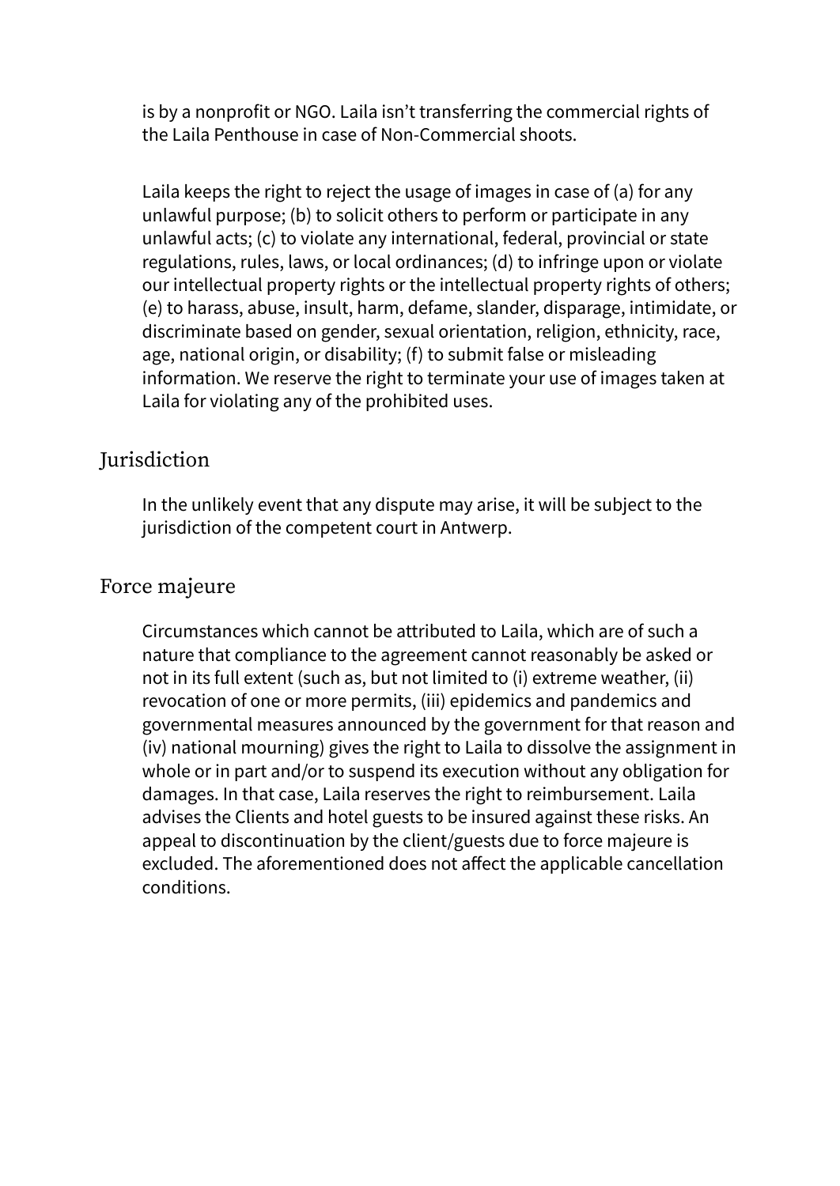is by a nonprofit or NGO. Laila isn't transferring the commercial rights of the Laila Penthouse in case of Non-Commercial shoots.

Laila keeps the right to reject the usage of images in case of (a) for any unlawful purpose; (b) to solicit others to perform or participate in any unlawful acts; (c) to violate any international, federal, provincial or state regulations, rules, laws, or local ordinances; (d) to infringe upon or violate our intellectual property rights or the intellectual property rights of others; (e) to harass, abuse, insult, harm, defame, slander, disparage, intimidate, or discriminate based on gender, sexual orientation, religion, ethnicity, race, age, national origin, or disability; (f) to submit false or misleading information. We reserve the right to terminate your use of images taken at Laila for violating any of the prohibited uses.

## Jurisdiction

In the unlikely event that any dispute may arise, it will be subject to the jurisdiction of the competent court in Antwerp.

## Force majeure

Circumstances which cannot be attributed to Laila, which are of such a nature that compliance to the agreement cannot reasonably be asked or not in its full extent (such as, but not limited to (i) extreme weather, (ii) revocation of one or more permits, (iii) epidemics and pandemics and governmental measures announced by the government for that reason and (iv) national mourning) gives the right to Laila to dissolve the assignment in whole or in part and/or to suspend its execution without any obligation for damages. In that case, Laila reserves the right to reimbursement. Laila advises the Clients and hotel guests to be insured against these risks. An appeal to discontinuation by the client/guests due to force majeure is excluded. The aforementioned does not affect the applicable cancellation conditions.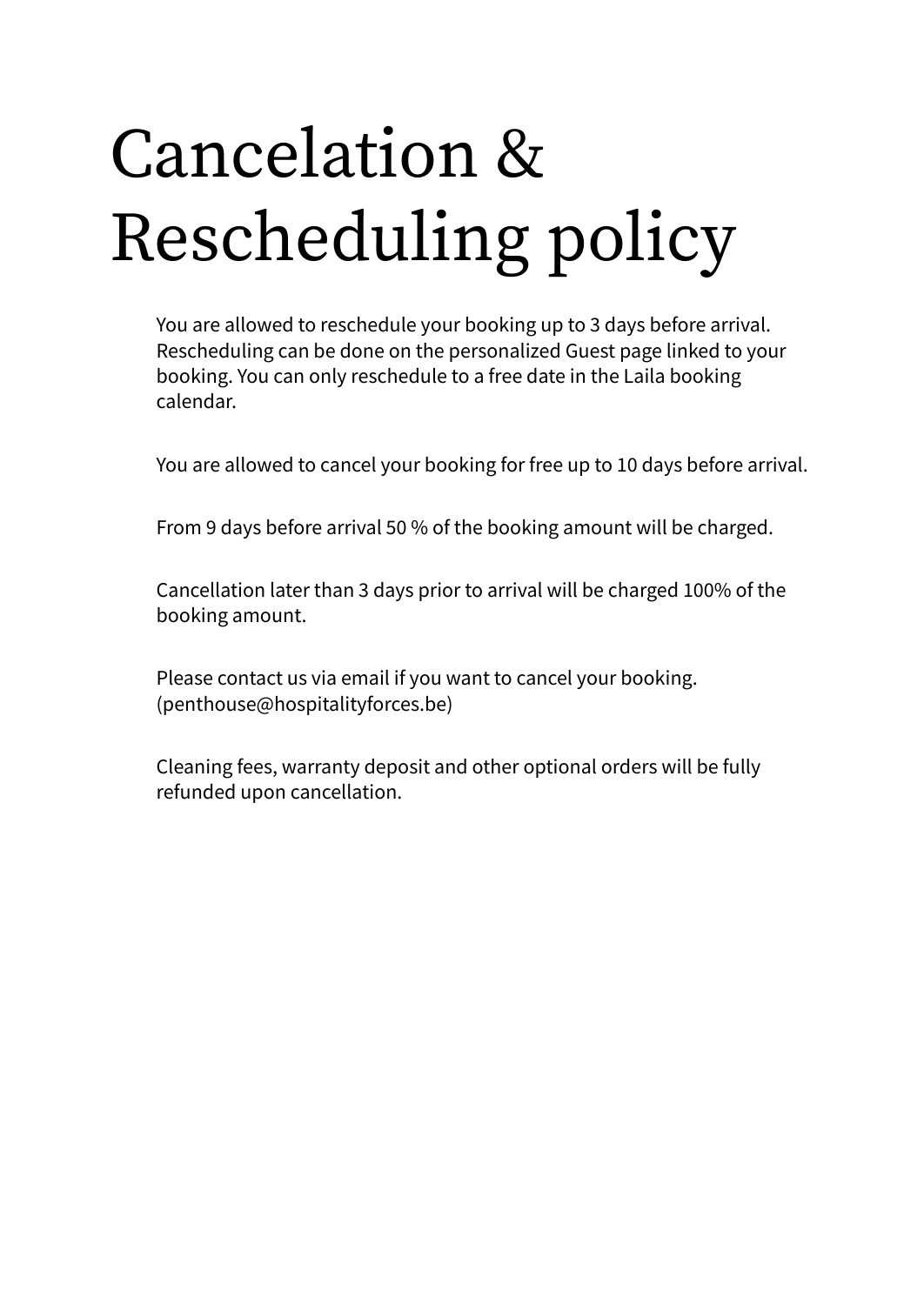# Cancelation & Rescheduling policy

You are allowed to reschedule your booking up to 3 days before arrival. Rescheduling can be done on the personalized Guest page linked to your booking. You can only reschedule to a free date in the Laila booking calendar.

You are allowed to cancel your booking for free up to 10 days before arrival.

From 9 days before arrival 50 % of the booking amount will be charged.

Cancellation later than 3 days prior to arrival will be charged 100% of the booking amount.

Please contact us via email if you want to cancel your booking. (penthouse@hospitalityforces.be)

Cleaning fees, warranty deposit and other optional orders will be fully refunded upon cancellation.